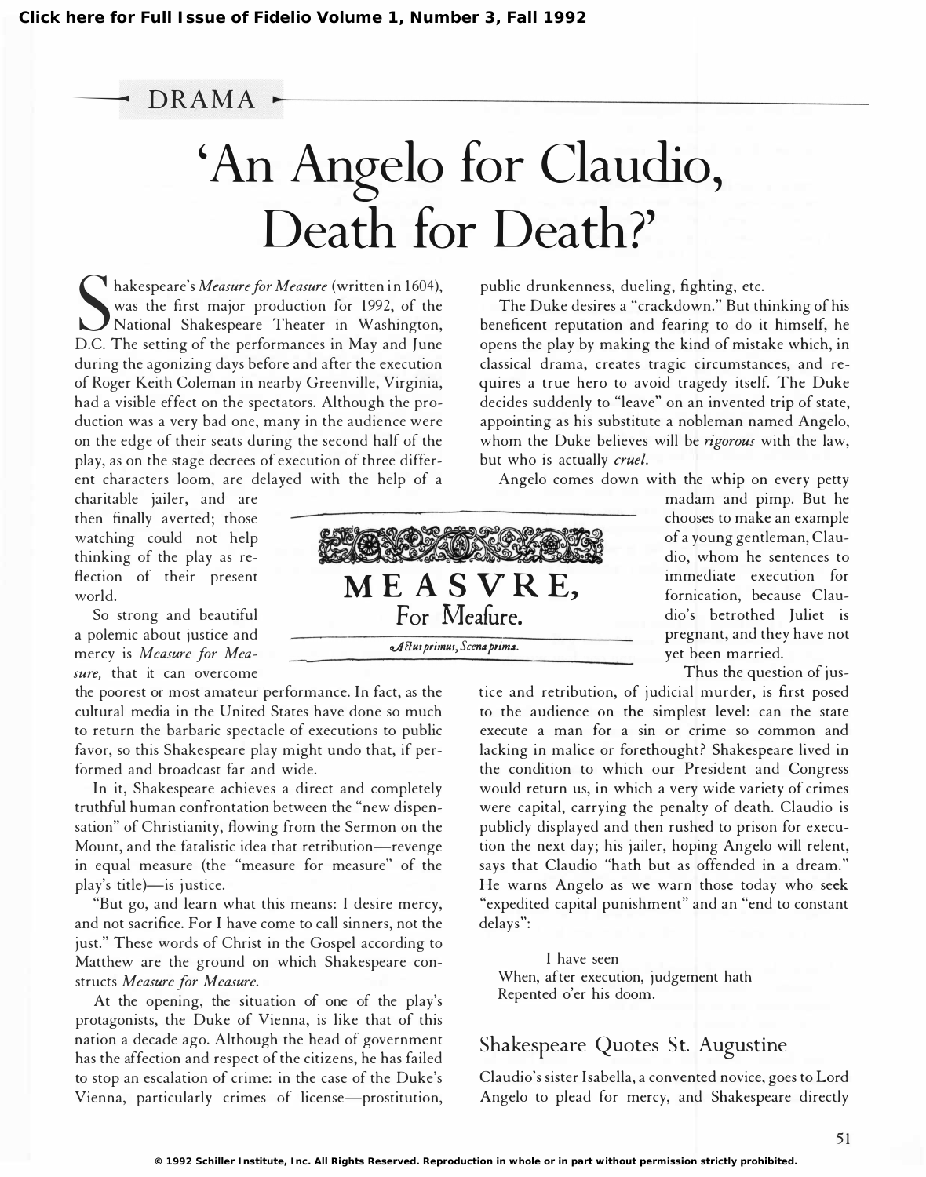DRAMA

# 'An Angelo for Claudio, Death for Death?'

Shakespeare's *Measure for Measure* (written in 1604), was the first major production for 1992, of the National Shakespeare Theater in Washington, D.C. The setting of the performances in May and June during the agonizing days before and after the execution of Roger Keith Coleman in nearby Greenville, Virginia, had a visible effect on the spectators. Although the production was a very bad one, many in the audience were on the edge of their seats during the second half of the play, as on the stage decrees of execution of three different characters loom, are delayed with the help of a charitable jailer, and are then finally averted; those watching could not help thinking of the play as reflection of their present world.

So strong and beautiful a polemic about justice and mercy is *Measure for Measure,* that it can overcome the poorest or most amateur performance. In fact, as the cultural media in the United States have done so much to return the barbaric spectacle of executions to public favor, so this Shakespeare play might undo that, if performed and broadcast far and wide.

In it, Shakespeare achieves a direct and completely truthful human confrontation between the "new dispensation" of Christianity, flowing from the Sermon on the Mount, and the fatalistic idea that retribution—revenge in equal measure (the "measure for measure" of the play's title)—is justice.

"But go, and learn what this means: I desire mercy, and not sacrifice. For I have come to call sinners, not the just." These words of Christ in the Gospel according to Matthew are the ground on which Shakespeare constructs *Measure for Measure.*

At the opening, the situation of one of the play's protagonists, the Duke of Vienna, is like that of this nation a decade ago. Although the head of government has the affection and respect of the citizens, he has failed to stop an escalation of crime: in the case of the Duke's Vienna, particularly crimes of license—prostitution, public drunkenness, dueling, fighting, etc.

MEASVRE,
For Meaſure.

*Actus primus, Scena prima.*

The Duke desires a "crackdown." But thinking of his beneficent reputation and fearing to do it himself, he opens the play by making the kind of mistake which, in classical drama, creates tragic circumstances, and requires a true hero to avoid tragedy itself. The Duke decides suddenly to "leave" on an invented trip of state, appointing as his substitute a nobleman named Angelo, whom the Duke believes will be *rigorous* with the law, but who is actually *cruel.*

Angelo comes down with the whip on every petty madam and pimp. But he chooses to make an example of a young gentleman, Claudio, whom he sentences to immediate execution for fornication, because Claudio's betrothed Juliet is pregnant, and they have not yet been married.

Thus the question of justice and retribution, of judicial murder, is first posed to the audience on the simplest level: can the state execute a man for a sin or crime so common and lacking in malice or forethought? Shakespeare lived in the condition to which our President and Congress would return us, in which a very wide variety of crimes were capital, carrying the penalty of death. Claudio is publicly displayed and then rushed to prison for execution the next day; his jailer, hoping Angelo will relent, says that Claudio "hath but as offended in a dream." He warns Angelo as we warn those today who seek "expedited capital punishment" and an "end to constant delays":

> I have seen
> When, after execution, judgement hath
> Repented o'er his doom.

## Shakespeare Quotes St. Augustine

Claudio's sister Isabella, a convented novice, goes to Lord Angelo to plead for mercy, and Shakespeare directly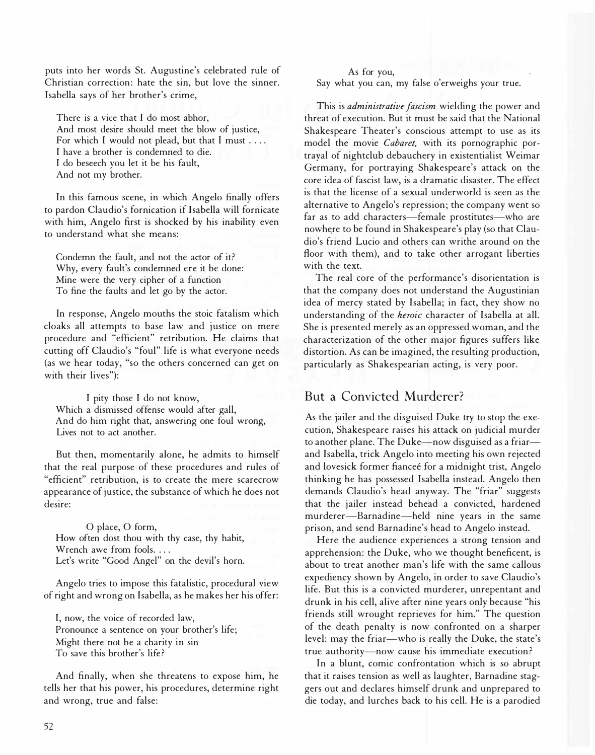puts into her words St. Augustine's celebrated rule of Christian correction: hate the sin, but love the sinner. Isabella says of her brother's crime,

> There is a vice that I do most abhor,
> And most desire should meet the blow of justice,
> For which I would not plead, but that I must . . . .
> I have a brother is condemned to die.
> I do beseech you let it be his fault,
> And not my brother.

In this famous scene, in which Angelo finally offers to pardon Claudio's fornication if Isabella will fornicate with him, Angelo first is shocked by his inability even to understand what she means:

> Condemn the fault, and not the actor of it?
> Why, every fault's condemned ere it be done:
> Mine were the very cipher of a function
> To fine the faults and let go by the actor.

In response, Angelo mouths the stoic fatalism which cloaks all attempts to base law and justice on mere procedure and "efficient" retribution. He claims that cutting off Claudio's "foul" life is what everyone needs (as we hear today, "so the others concerned can get on with their lives"):

> I pity those I do not know,
> Which a dismissed offense would after gall,
> And do him right that, answering one foul wrong,
> Lives not to act another.

But then, momentarily alone, he admits to himself that the real purpose of these procedures and rules of "efficient" retribution, is to create the mere scarecrow appearance of justice, the substance of which he does not desire:

> O place, O form,
> How often dost thou with thy case, thy habit,
> Wrench awe from fools. . . .
> Let's write "Good Angel" on the devil's horn.

Angelo tries to impose this fatalistic, procedural view of right and wrong on Isabella, as he makes her his offer:

> I, now, the voice of recorded law,
> Pronounce a sentence on your brother's life;
> Might there not be a charity in sin
> To save this brother's life?

And finally, when she threatens to expose him, he tells her that his power, his procedures, determine right and wrong, true and false:

> As for you,
> Say what you can, my false o'erweighs your true.

This is *administrative fascism* wielding the power and threat of execution. But it must be said that the National Shakespeare Theater's conscious attempt to use as its model the movie *Cabaret,* with its pornographic portrayal of nightclub debauchery in existentialist Weimar Germany, for portraying Shakespeare's attack on the core idea of fascist law, is a dramatic disaster. The effect is that the license of a sexual underworld is seen as the alternative to Angelo's repression; the company went so far as to add characters—female prostitutes—who are nowhere to be found in Shakespeare's play (so that Claudio's friend Lucio and others can writhe around on the floor with them), and to take other arrogant liberties with the text.

The real core of the performance's disorientation is that the company does not understand the Augustinian idea of mercy stated by Isabella; in fact, they show no understanding of the *heroic* character of Isabella at all. She is presented merely as an oppressed woman, and the characterization of the other major figures suffers like distortion. As can be imagined, the resulting production, particularly as Shakespearian acting, is very poor.

## But a Convicted Murderer?

As the jailer and the disguised Duke try to stop the execution, Shakespeare raises his attack on judicial murder to another plane. The Duke—now disguised as a friar—and Isabella, trick Angelo into meeting his own rejected and lovesick former fianceé for a midnight trist, Angelo thinking he has possessed Isabella instead. Angelo then demands Claudio's head anyway. The "friar" suggests that the jailer instead behead a convicted, hardened murderer—Barnadine—held nine years in the same prison, and send Barnadine's head to Angelo instead.

Here the audience experiences a strong tension and apprehension: the Duke, who we thought beneficent, is about to treat another man's life with the same callous expediency shown by Angelo, in order to save Claudio's life. But this is a convicted murderer, unrepentant and drunk in his cell, alive after nine years only because "his friends still wrought reprieves for him." The question of the death penalty is now confronted on a sharper level: may the friar—who is really the Duke, the state's true authority—now cause his immediate execution?

In a blunt, comic confrontation which is so abrupt that it raises tension as well as laughter, Barnadine staggers out and declares himself drunk and unprepared to die today, and lurches back to his cell. He is a parodied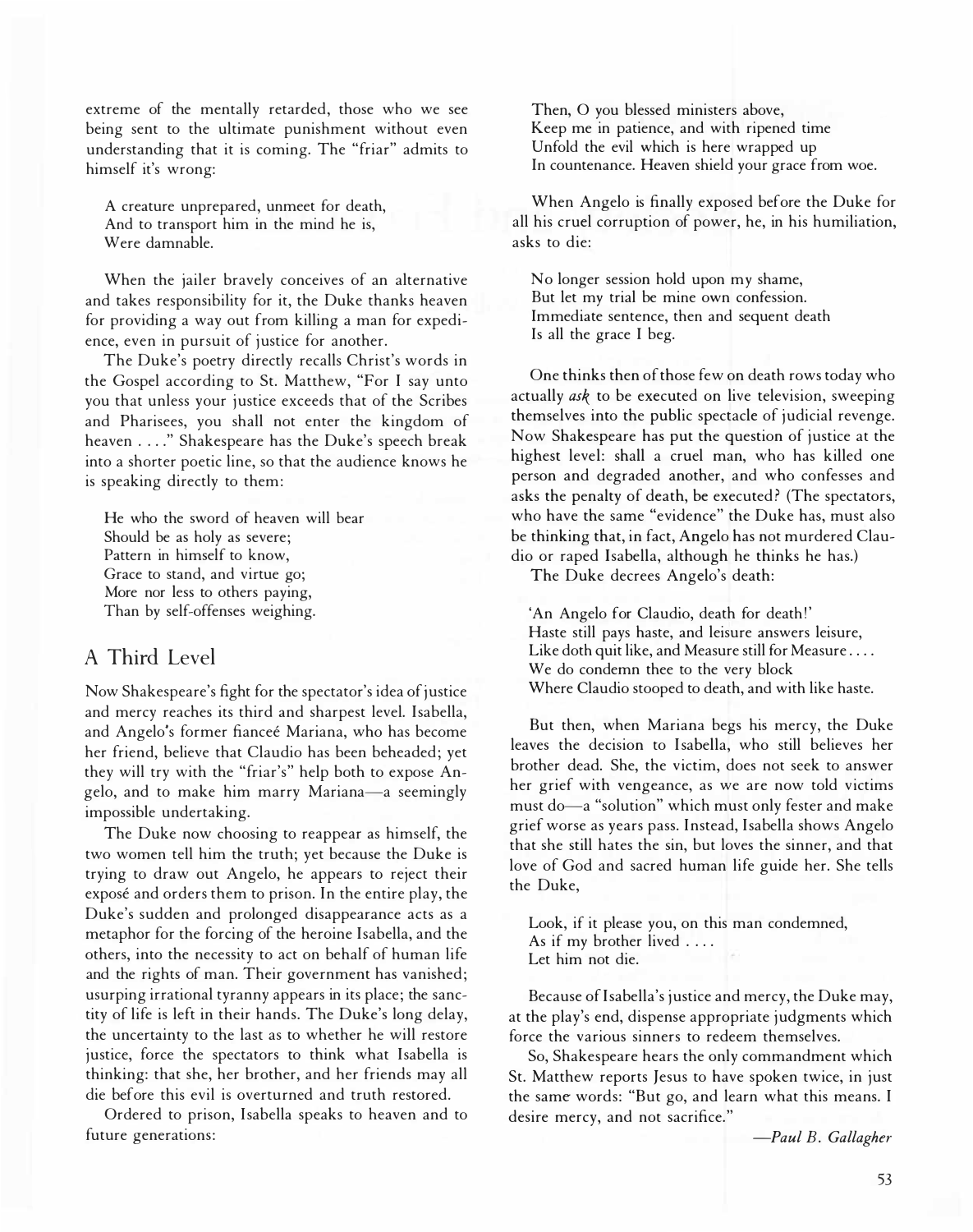extreme of the mentally retarded, those who we see being sent to the ultimate punishment without even understanding that it is coming. The "friar" admits to himself it's wrong:

> A creature unprepared, unmeet for death,
> And to transport him in the mind he is,
> Were damnable.

When the jailer bravely conceives of an alternative and takes responsibility for it, the Duke thanks heaven for providing a way out from killing a man for expedience, even in pursuit of justice for another.

The Duke's poetry directly recalls Christ's words in the Gospel according to St. Matthew, "For I say unto you that unless your justice exceeds that of the Scribes and Pharisees, you shall not enter the kingdom of heaven . . . ." Shakespeare has the Duke's speech break into a shorter poetic line, so that the audience knows he is speaking directly to them:

> He who the sword of heaven will bear
> Should be as holy as severe;
> Pattern in himself to know,
> Grace to stand, and virtue go;
> More nor less to others paying,
> Than by self-offenses weighing.

## A Third Level

Now Shakespeare's fight for the spectator's idea of justice and mercy reaches its third and sharpest level. Isabella, and Angelo's former fianceé Mariana, who has become her friend, believe that Claudio has been beheaded; yet they will try with the "friar's" help both to expose Angelo, and to make him marry Mariana—a seemingly impossible undertaking.

The Duke now choosing to reappear as himself, the two women tell him the truth; yet because the Duke is trying to draw out Angelo, he appears to reject their exposé and orders them to prison. In the entire play, the Duke's sudden and prolonged disappearance acts as a metaphor for the forcing of the heroine Isabella, and the others, into the necessity to act on behalf of human life and the rights of man. Their government has vanished; usurping irrational tyranny appears in its place; the sanctity of life is left in their hands. The Duke's long delay, the uncertainty to the last as to whether he will restore justice, force the spectators to think what Isabella is thinking: that she, her brother, and her friends may all die before this evil is overturned and truth restored.

Ordered to prison, Isabella speaks to heaven and to future generations:

> Then, O you blessed ministers above,
> Keep me in patience, and with ripened time
> Unfold the evil which is here wrapped up
> In countenance. Heaven shield your grace from woe.

When Angelo is finally exposed before the Duke for all his cruel corruption of power, he, in his humiliation, asks to die:

> No longer session hold upon my shame,
> But let my trial be mine own confession.
> Immediate sentence, then and sequent death
> Is all the grace I beg.

One thinks then of those few on death rows today who actually *ask* to be executed on live television, sweeping themselves into the public spectacle of judicial revenge. Now Shakespeare has put the question of justice at the highest level: shall a cruel man, who has killed one person and degraded another, and who confesses and asks the penalty of death, be executed? (The spectators, who have the same "evidence" the Duke has, must also be thinking that, in fact, Angelo has not murdered Claudio or raped Isabella, although he thinks he has.)

The Duke decrees Angelo's death:

> 'An Angelo for Claudio, death for death!'
> Haste still pays haste, and leisure answers leisure,
> Like doth quit like, and Measure still for Measure. . . .
> We do condemn thee to the very block
> Where Claudio stooped to death, and with like haste.

But then, when Mariana begs his mercy, the Duke leaves the decision to Isabella, who still believes her brother dead. She, the victim, does not seek to answer her grief with vengeance, as we are now told victims must do—a "solution" which must only fester and make grief worse as years pass. Instead, Isabella shows Angelo that she still hates the sin, but loves the sinner, and that love of God and sacred human life guide her. She tells the Duke,

> Look, if it please you, on this man condemned,
> As if my brother lived . . . .
> Let him not die.

Because of Isabella's justice and mercy, the Duke may, at the play's end, dispense appropriate judgments which force the various sinners to redeem themselves.

So, Shakespeare hears the only commandment which St. Matthew reports Jesus to have spoken twice, in just the same words: "But go, and learn what this means. I desire mercy, and not sacrifice."

—*Paul B. Gallagher*